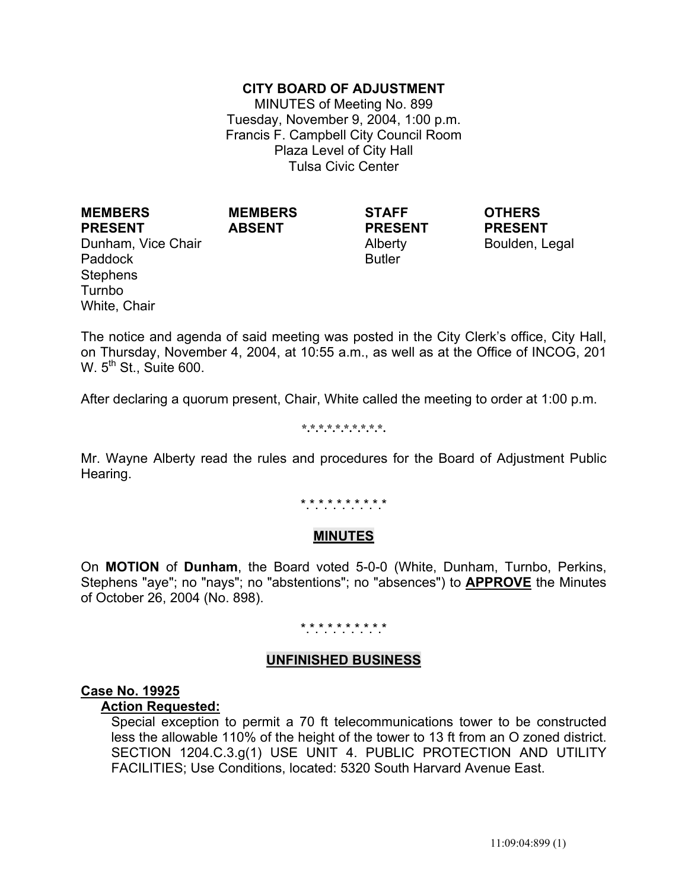# CITY BOARD OF ADJUSTMENT

MINUTES of Meeting No. 899
Tuesday, November 9, 2004, 1:00 p.m.
Francis F. Campbell City Council Room
Plaza Level of City Hall
Tulsa Civic Center

| MEMBERS PRESENT | MEMBERS ABSENT | STAFF PRESENT | OTHERS PRESENT |
|---|---|---|---|
| Dunham, Vice Chair | | Alberty | Boulden, Legal |
| Paddock | | Butler | |
| Stephens | | | |
| Turnbo | | | |
| White, Chair | | | |

The notice and agenda of said meeting was posted in the City Clerk's office, City Hall, on Thursday, November 4, 2004, at 10:55 a.m., as well as at the Office of INCOG, 201 W. 5th St., Suite 600.

After declaring a quorum present, Chair, White called the meeting to order at 1:00 p.m.

*.*.*.*.*.*.*.*.*.*.

Mr. Wayne Alberty read the rules and procedures for the Board of Adjustment Public Hearing.

*.*.*.*.*.*.*.*.*.*.

## MINUTES

On **MOTION** of **Dunham**, the Board voted 5-0-0 (White, Dunham, Turnbo, Perkins, Stephens "aye"; no "nays"; no "abstentions"; no "absences") to **APPROVE** the Minutes of October 26, 2004 (No. 898).

*.*.*.*.*.*.*.*.*.*.

## UNFINISHED BUSINESS

**Case No. 19925**

**Action Requested:**

Special exception to permit a 70 ft telecommunications tower to be constructed less the allowable 110% of the height of the tower to 13 ft from an O zoned district. SECTION 1204.C.3.g(1) USE UNIT 4. PUBLIC PROTECTION AND UTILITY FACILITIES; Use Conditions, located: 5320 South Harvard Avenue East.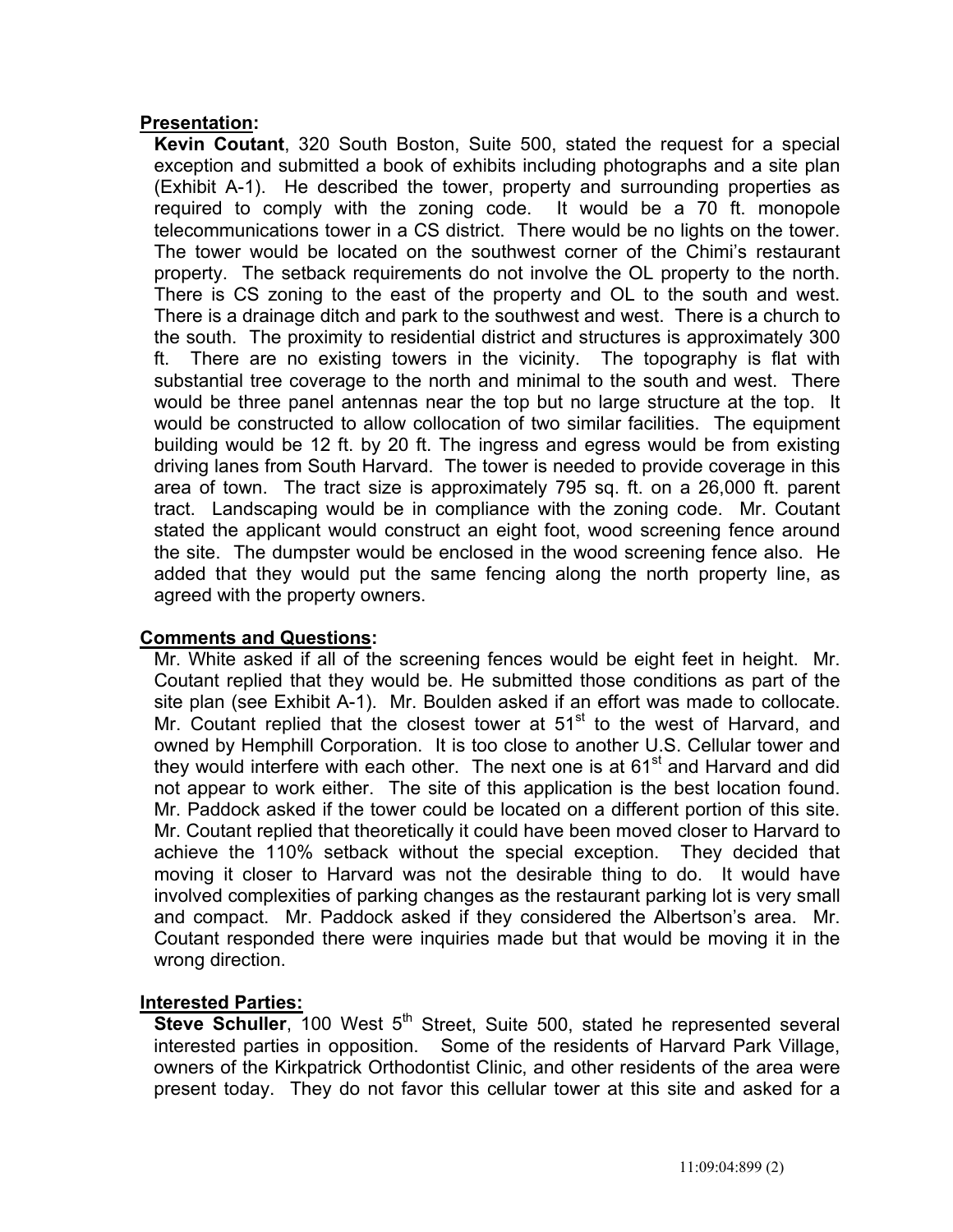**Presentation:**

**Kevin Coutant**, 320 South Boston, Suite 500, stated the request for a special exception and submitted a book of exhibits including photographs and a site plan (Exhibit A-1). He described the tower, property and surrounding properties as required to comply with the zoning code. It would be a 70 ft. monopole telecommunications tower in a CS district. There would be no lights on the tower. The tower would be located on the southwest corner of the Chimi's restaurant property. The setback requirements do not involve the OL property to the north. There is CS zoning to the east of the property and OL to the south and west. There is a drainage ditch and park to the southwest and west. There is a church to the south. The proximity to residential district and structures is approximately 300 ft. There are no existing towers in the vicinity. The topography is flat with substantial tree coverage to the north and minimal to the south and west. There would be three panel antennas near the top but no large structure at the top. It would be constructed to allow collocation of two similar facilities. The equipment building would be 12 ft. by 20 ft. The ingress and egress would be from existing driving lanes from South Harvard. The tower is needed to provide coverage in this area of town. The tract size is approximately 795 sq. ft. on a 26,000 ft. parent tract. Landscaping would be in compliance with the zoning code. Mr. Coutant stated the applicant would construct an eight foot, wood screening fence around the site. The dumpster would be enclosed in the wood screening fence also. He added that they would put the same fencing along the north property line, as agreed with the property owners.

**Comments and Questions:**

Mr. White asked if all of the screening fences would be eight feet in height. Mr. Coutant replied that they would be. He submitted those conditions as part of the site plan (see Exhibit A-1). Mr. Boulden asked if an effort was made to collocate. Mr. Coutant replied that the closest tower at 51st to the west of Harvard, and owned by Hemphill Corporation. It is too close to another U.S. Cellular tower and they would interfere with each other. The next one is at 61st and Harvard and did not appear to work either. The site of this application is the best location found. Mr. Paddock asked if the tower could be located on a different portion of this site. Mr. Coutant replied that theoretically it could have been moved closer to Harvard to achieve the 110% setback without the special exception. They decided that moving it closer to Harvard was not the desirable thing to do. It would have involved complexities of parking changes as the restaurant parking lot is very small and compact. Mr. Paddock asked if they considered the Albertson's area. Mr. Coutant responded there were inquiries made but that would be moving it in the wrong direction.

**Interested Parties:**

**Steve Schuller**, 100 West 5th Street, Suite 500, stated he represented several interested parties in opposition. Some of the residents of Harvard Park Village, owners of the Kirkpatrick Orthodontist Clinic, and other residents of the area were present today. They do not favor this cellular tower at this site and asked for a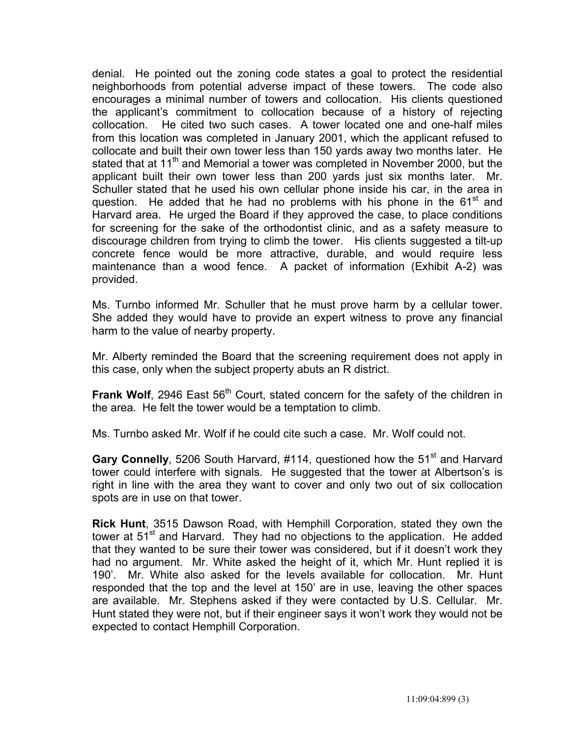denial. He pointed out the zoning code states a goal to protect the residential neighborhoods from potential adverse impact of these towers. The code also encourages a minimal number of towers and collocation. His clients questioned the applicant's commitment to collocation because of a history of rejecting collocation. He cited two such cases. A tower located one and one-half miles from this location was completed in January 2001, which the applicant refused to collocate and built their own tower less than 150 yards away two months later. He stated that at 11th and Memorial a tower was completed in November 2000, but the applicant built their own tower less than 200 yards just six months later. Mr. Schuller stated that he used his own cellular phone inside his car, in the area in question. He added that he had no problems with his phone in the 61st and Harvard area. He urged the Board if they approved the case, to place conditions for screening for the sake of the orthodontist clinic, and as a safety measure to discourage children from trying to climb the tower. His clients suggested a tilt-up concrete fence would be more attractive, durable, and would require less maintenance than a wood fence. A packet of information (Exhibit A-2) was provided.

Ms. Turnbo informed Mr. Schuller that he must prove harm by a cellular tower. She added they would have to provide an expert witness to prove any financial harm to the value of nearby property.

Mr. Alberty reminded the Board that the screening requirement does not apply in this case, only when the subject property abuts an R district.

**Frank Wolf**, 2946 East 56th Court, stated concern for the safety of the children in the area. He felt the tower would be a temptation to climb.

Ms. Turnbo asked Mr. Wolf if he could cite such a case. Mr. Wolf could not.

**Gary Connelly**, 5206 South Harvard, #114, questioned how the 51st and Harvard tower could interfere with signals. He suggested that the tower at Albertson's is right in line with the area they want to cover and only two out of six collocation spots are in use on that tower.

**Rick Hunt**, 3515 Dawson Road, with Hemphill Corporation, stated they own the tower at 51st and Harvard. They had no objections to the application. He added that they wanted to be sure their tower was considered, but if it doesn't work they had no argument. Mr. White asked the height of it, which Mr. Hunt replied it is 190'. Mr. White also asked for the levels available for collocation. Mr. Hunt responded that the top and the level at 150' are in use, leaving the other spaces are available. Mr. Stephens asked if they were contacted by U.S. Cellular. Mr. Hunt stated they were not, but if their engineer says it won't work they would not be expected to contact Hemphill Corporation.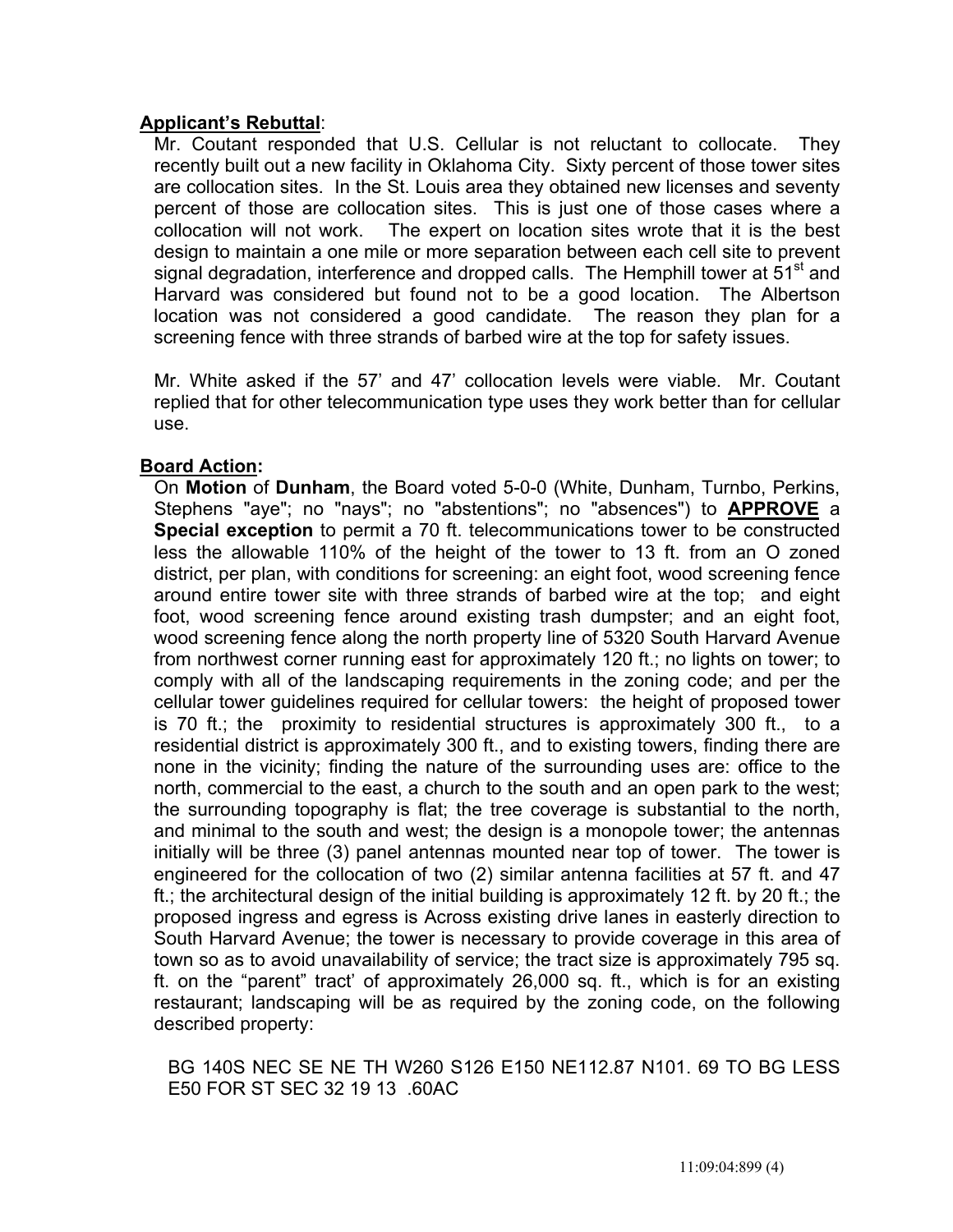**Applicant's Rebuttal**:

Mr. Coutant responded that U.S. Cellular is not reluctant to collocate. They recently built out a new facility in Oklahoma City. Sixty percent of those tower sites are collocation sites. In the St. Louis area they obtained new licenses and seventy percent of those are collocation sites. This is just one of those cases where a collocation will not work. The expert on location sites wrote that it is the best design to maintain a one mile or more separation between each cell site to prevent signal degradation, interference and dropped calls. The Hemphill tower at 51st and Harvard was considered but found not to be a good location. The Albertson location was not considered a good candidate. The reason they plan for a screening fence with three strands of barbed wire at the top for safety issues.

Mr. White asked if the 57' and 47' collocation levels were viable. Mr. Coutant replied that for other telecommunication type uses they work better than for cellular use.

**Board Action:**

On **Motion** of **Dunham**, the Board voted 5-0-0 (White, Dunham, Turnbo, Perkins, Stephens "aye"; no "nays"; no "abstentions"; no "absences") to **APPROVE** a **Special exception** to permit a 70 ft. telecommunications tower to be constructed less the allowable 110% of the height of the tower to 13 ft. from an O zoned district, per plan, with conditions for screening: an eight foot, wood screening fence around entire tower site with three strands of barbed wire at the top; and eight foot, wood screening fence around existing trash dumpster; and an eight foot, wood screening fence along the north property line of 5320 South Harvard Avenue from northwest corner running east for approximately 120 ft.; no lights on tower; to comply with all of the landscaping requirements in the zoning code; and per the cellular tower guidelines required for cellular towers: the height of proposed tower is 70 ft.; the proximity to residential structures is approximately 300 ft., to a residential district is approximately 300 ft., and to existing towers, finding there are none in the vicinity; finding the nature of the surrounding uses are: office to the north, commercial to the east, a church to the south and an open park to the west; the surrounding topography is flat; the tree coverage is substantial to the north, and minimal to the south and west; the design is a monopole tower; the antennas initially will be three (3) panel antennas mounted near top of tower. The tower is engineered for the collocation of two (2) similar antenna facilities at 57 ft. and 47 ft.; the architectural design of the initial building is approximately 12 ft. by 20 ft.; the proposed ingress and egress is Across existing drive lanes in easterly direction to South Harvard Avenue; the tower is necessary to provide coverage in this area of town so as to avoid unavailability of service; the tract size is approximately 795 sq. ft. on the "parent" tract' of approximately 26,000 sq. ft., which is for an existing restaurant; landscaping will be as required by the zoning code, on the following described property:

BG 140S NEC SE NE TH W260 S126 E150 NE112.87 N101. 69 TO BG LESS E50 FOR ST SEC 32 19 13 .60AC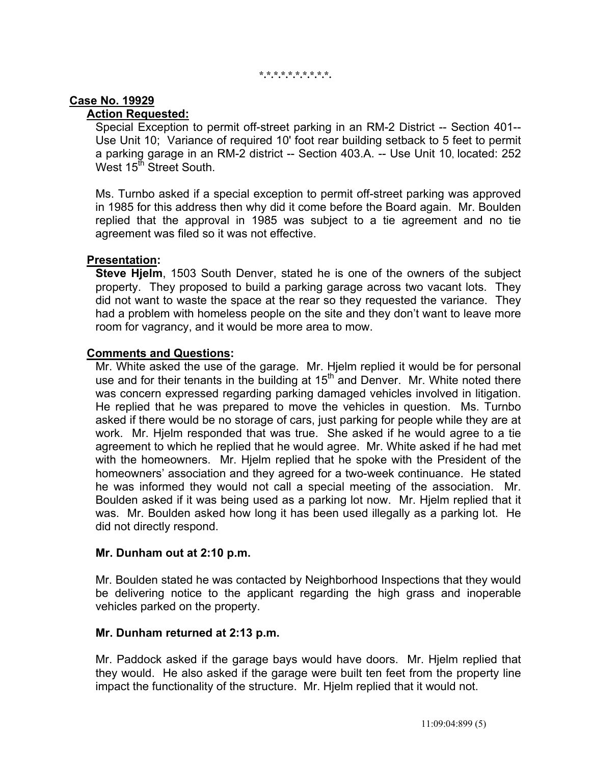\*.\*.\*.\*.\*.\*.\*.\*.\*.\*.\*.

**Case No. 19929**

**Action Requested:**

Special Exception to permit off-street parking in an RM-2 District -- Section 401-- Use Unit 10; Variance of required 10' foot rear building setback to 5 feet to permit a parking garage in an RM-2 district -- Section 403.A. -- Use Unit 10, located: 252 West 15th Street South.

Ms. Turnbo asked if a special exception to permit off-street parking was approved in 1985 for this address then why did it come before the Board again. Mr. Boulden replied that the approval in 1985 was subject to a tie agreement and no tie agreement was filed so it was not effective.

**Presentation:**

**Steve Hjelm**, 1503 South Denver, stated he is one of the owners of the subject property. They proposed to build a parking garage across two vacant lots. They did not want to waste the space at the rear so they requested the variance. They had a problem with homeless people on the site and they don't want to leave more room for vagrancy, and it would be more area to mow.

**Comments and Questions:**

Mr. White asked the use of the garage. Mr. Hjelm replied it would be for personal use and for their tenants in the building at 15th and Denver. Mr. White noted there was concern expressed regarding parking damaged vehicles involved in litigation. He replied that he was prepared to move the vehicles in question. Ms. Turnbo asked if there would be no storage of cars, just parking for people while they are at work. Mr. Hjelm responded that was true. She asked if he would agree to a tie agreement to which he replied that he would agree. Mr. White asked if he had met with the homeowners. Mr. Hjelm replied that he spoke with the President of the homeowners' association and they agreed for a two-week continuance. He stated he was informed they would not call a special meeting of the association. Mr. Boulden asked if it was being used as a parking lot now. Mr. Hjelm replied that it was. Mr. Boulden asked how long it has been used illegally as a parking lot. He did not directly respond.

**Mr. Dunham out at 2:10 p.m.**

Mr. Boulden stated he was contacted by Neighborhood Inspections that they would be delivering notice to the applicant regarding the high grass and inoperable vehicles parked on the property.

**Mr. Dunham returned at 2:13 p.m.**

Mr. Paddock asked if the garage bays would have doors. Mr. Hjelm replied that they would. He also asked if the garage were built ten feet from the property line impact the functionality of the structure. Mr. Hjelm replied that it would not.

11:09:04:899 (5)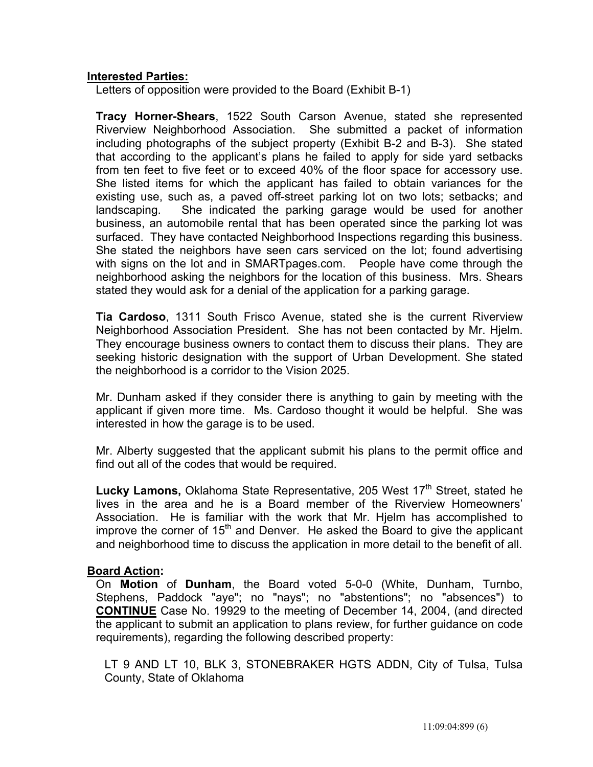**Interested Parties:**

Letters of opposition were provided to the Board (Exhibit B-1)

**Tracy Horner-Shears**, 1522 South Carson Avenue, stated she represented Riverview Neighborhood Association. She submitted a packet of information including photographs of the subject property (Exhibit B-2 and B-3). She stated that according to the applicant's plans he failed to apply for side yard setbacks from ten feet to five feet or to exceed 40% of the floor space for accessory use. She listed items for which the applicant has failed to obtain variances for the existing use, such as, a paved off-street parking lot on two lots; setbacks; and landscaping. She indicated the parking garage would be used for another business, an automobile rental that has been operated since the parking lot was surfaced. They have contacted Neighborhood Inspections regarding this business. She stated the neighbors have seen cars serviced on the lot; found advertising with signs on the lot and in SMARTpages.com. People have come through the neighborhood asking the neighbors for the location of this business. Mrs. Shears stated they would ask for a denial of the application for a parking garage.

**Tia Cardoso**, 1311 South Frisco Avenue, stated she is the current Riverview Neighborhood Association President. She has not been contacted by Mr. Hjelm. They encourage business owners to contact them to discuss their plans. They are seeking historic designation with the support of Urban Development. She stated the neighborhood is a corridor to the Vision 2025.

Mr. Dunham asked if they consider there is anything to gain by meeting with the applicant if given more time. Ms. Cardoso thought it would be helpful. She was interested in how the garage is to be used.

Mr. Alberty suggested that the applicant submit his plans to the permit office and find out all of the codes that would be required.

**Lucky Lamons,** Oklahoma State Representative, 205 West 17th Street, stated he lives in the area and he is a Board member of the Riverview Homeowners' Association. He is familiar with the work that Mr. Hjelm has accomplished to improve the corner of 15th and Denver. He asked the Board to give the applicant and neighborhood time to discuss the application in more detail to the benefit of all.

**Board Action:**

On **Motion** of **Dunham**, the Board voted 5-0-0 (White, Dunham, Turnbo, Stephens, Paddock "aye"; no "nays"; no "abstentions"; no "absences") to **CONTINUE** Case No. 19929 to the meeting of December 14, 2004, (and directed the applicant to submit an application to plans review, for further guidance on code requirements), regarding the following described property:

LT 9 AND LT 10, BLK 3, STONEBRAKER HGTS ADDN, City of Tulsa, Tulsa County, State of Oklahoma

11:09:04:899 (6)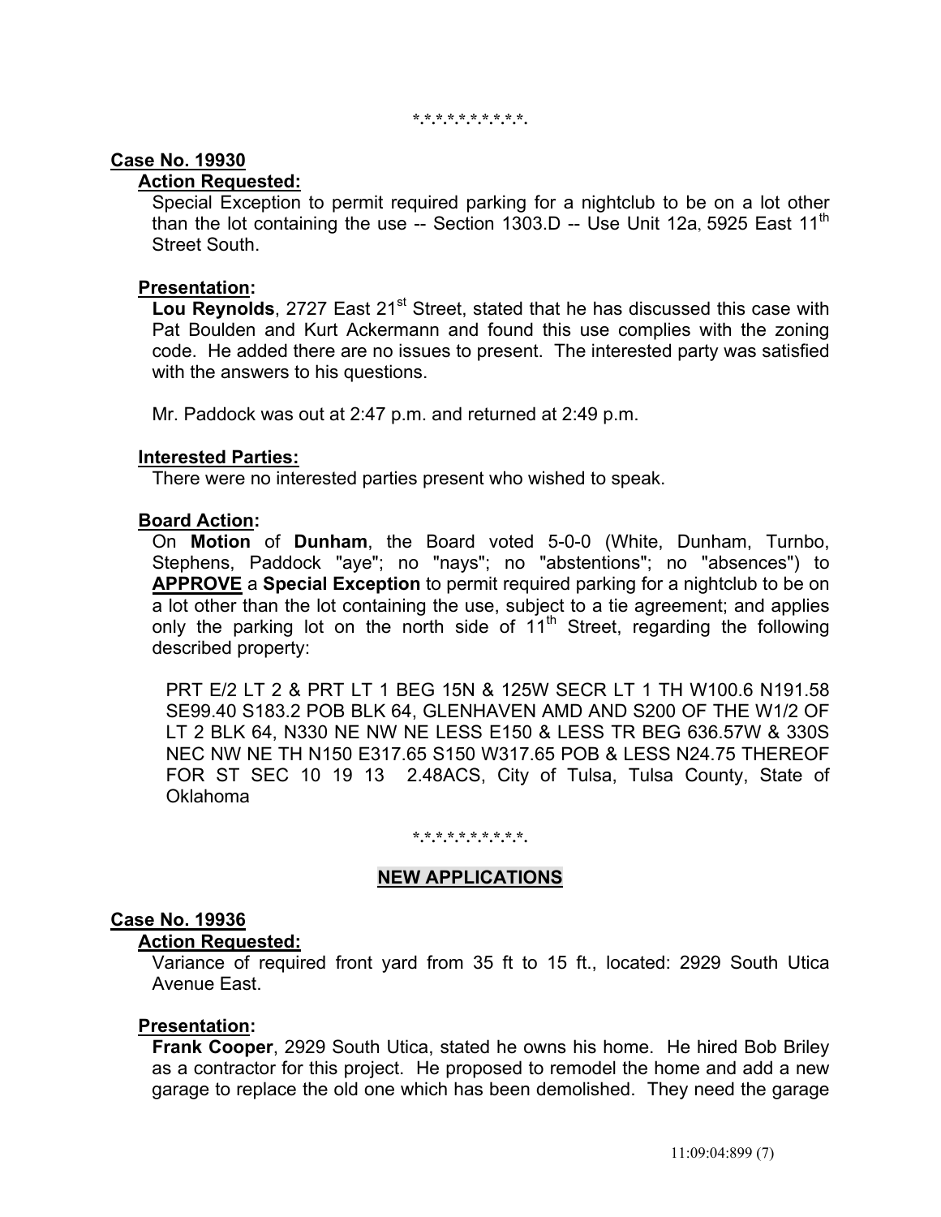\*.\*.\*.\*.\*.\*.\*.\*.\*.\*.\*.

**Case No. 19930**

**Action Requested:**

Special Exception to permit required parking for a nightclub to be on a lot other than the lot containing the use -- Section 1303.D -- Use Unit 12a, 5925 East 11th Street South.

**Presentation:**

**Lou Reynolds**, 2727 East 21st Street, stated that he has discussed this case with Pat Boulden and Kurt Ackermann and found this use complies with the zoning code. He added there are no issues to present. The interested party was satisfied with the answers to his questions.

Mr. Paddock was out at 2:47 p.m. and returned at 2:49 p.m.

**Interested Parties:**

There were no interested parties present who wished to speak.

**Board Action:**

On **Motion** of **Dunham**, the Board voted 5-0-0 (White, Dunham, Turnbo, Stephens, Paddock "aye"; no "nays"; no "abstentions"; no "absences") to **APPROVE** a **Special Exception** to permit required parking for a nightclub to be on a lot other than the lot containing the use, subject to a tie agreement; and applies only the parking lot on the north side of 11th Street, regarding the following described property:

PRT E/2 LT 2 & PRT LT 1 BEG 15N & 125W SECR LT 1 TH W100.6 N191.58 SE99.40 S183.2 POB BLK 64, GLENHAVEN AMD AND S200 OF THE W1/2 OF LT 2 BLK 64, N330 NE NW NE LESS E150 & LESS TR BEG 636.57W & 330S NEC NW NE TH N150 E317.65 S150 W317.65 POB & LESS N24.75 THEREOF FOR ST SEC 10 19 13 2.48ACS, City of Tulsa, Tulsa County, State of Oklahoma

\*.\*.\*.\*.\*.\*.\*.\*.\*.\*.\*.

## NEW APPLICATIONS

**Case No. 19936**

**Action Requested:**

Variance of required front yard from 35 ft to 15 ft., located: 2929 South Utica Avenue East.

**Presentation:**

**Frank Cooper**, 2929 South Utica, stated he owns his home. He hired Bob Briley as a contractor for this project. He proposed to remodel the home and add a new garage to replace the old one which has been demolished. They need the garage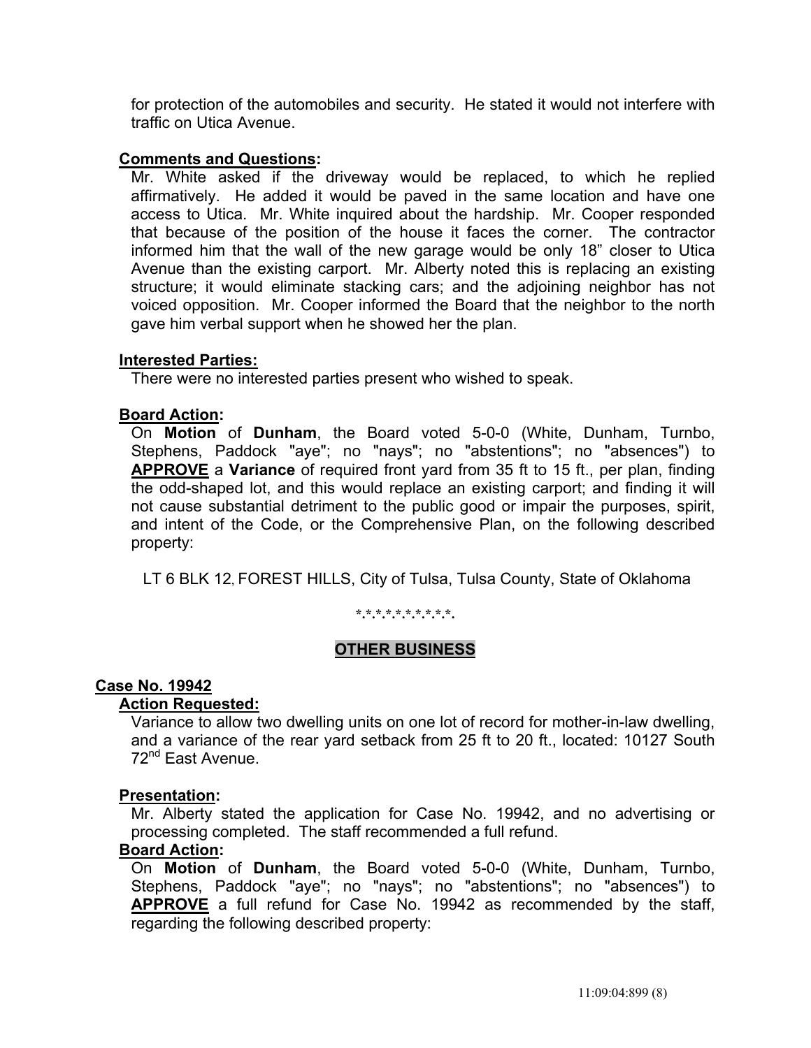for protection of the automobiles and security. He stated it would not interfere with traffic on Utica Avenue.

**Comments and Questions:**

Mr. White asked if the driveway would be replaced, to which he replied affirmatively. He added it would be paved in the same location and have one access to Utica. Mr. White inquired about the hardship. Mr. Cooper responded that because of the position of the house it faces the corner. The contractor informed him that the wall of the new garage would be only 18" closer to Utica Avenue than the existing carport. Mr. Alberty noted this is replacing an existing structure; it would eliminate stacking cars; and the adjoining neighbor has not voiced opposition. Mr. Cooper informed the Board that the neighbor to the north gave him verbal support when he showed her the plan.

**Interested Parties:**

There were no interested parties present who wished to speak.

**Board Action:**

On **Motion** of **Dunham**, the Board voted 5-0-0 (White, Dunham, Turnbo, Stephens, Paddock "aye"; no "nays"; no "abstentions"; no "absences") to **APPROVE** a **Variance** of required front yard from 35 ft to 15 ft., per plan, finding the odd-shaped lot, and this would replace an existing carport; and finding it will not cause substantial detriment to the public good or impair the purposes, spirit, and intent of the Code, or the Comprehensive Plan, on the following described property:

LT 6 BLK 12, FOREST HILLS, City of Tulsa, Tulsa County, State of Oklahoma

*.*.*.*.*.*.*.*.*.*.

## OTHER BUSINESS

**Case No. 19942**

**Action Requested:**

Variance to allow two dwelling units on one lot of record for mother-in-law dwelling, and a variance of the rear yard setback from 25 ft to 20 ft., located: 10127 South 72nd East Avenue.

**Presentation:**

Mr. Alberty stated the application for Case No. 19942, and no advertising or processing completed. The staff recommended a full refund.

**Board Action:**

On **Motion** of **Dunham**, the Board voted 5-0-0 (White, Dunham, Turnbo, Stephens, Paddock "aye"; no "nays"; no "abstentions"; no "absences") to **APPROVE** a full refund for Case No. 19942 as recommended by the staff, regarding the following described property: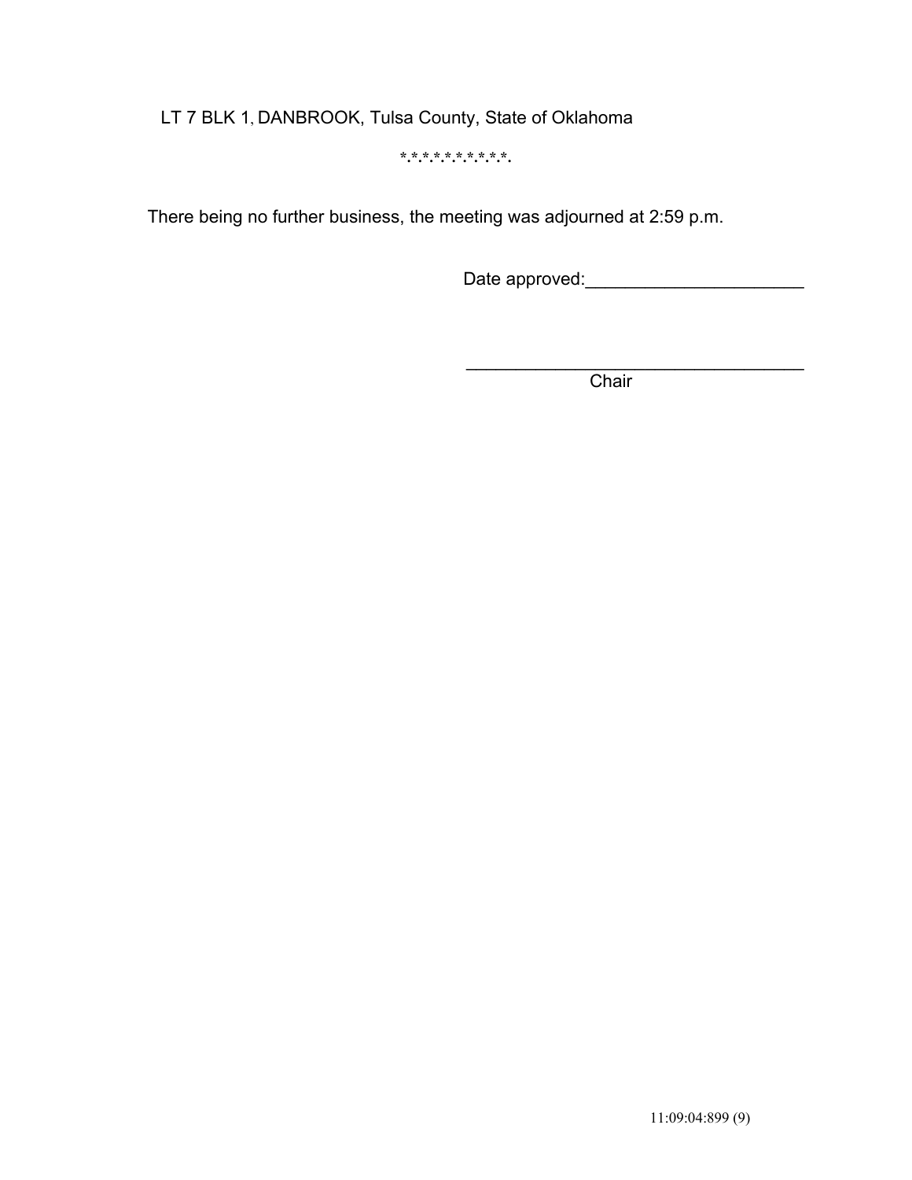LT 7 BLK 1, DANBROOK, Tulsa County, State of Oklahoma

*.*.*.*.*.*.*.*.*.*.

There being no further business, the meeting was adjourned at 2:59 p.m.

Date approved:______________________

___________________________________
Chair

11:09:04:899 (9)